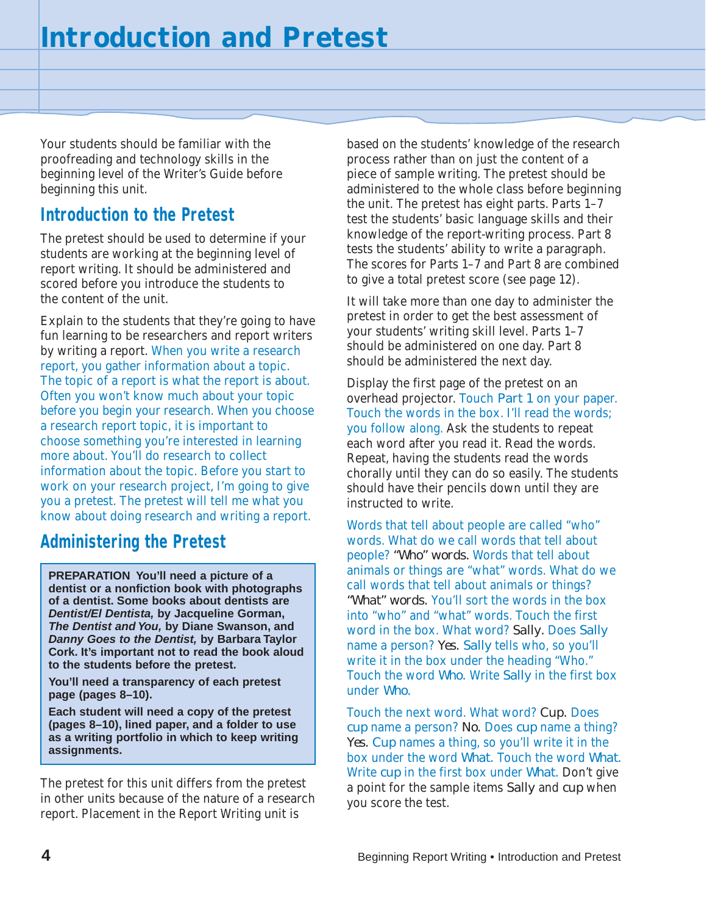# Introduction and Pretest

Your students should be familiar with the proofreading and technology skills in the beginning level of the Writer's Guide before beginning this unit.

## Introduction to the Pretest

The pretest should be used to determine if your students are working at the beginning level of report writing. It should be administered and scored before you introduce the students to the content of the unit.

Explain to the students that they're going to have fun learning to be researchers and report writers by writing a report. When you write a research report, you gather information about a topic. The topic of a report is what the report is about. Often you won't know much about your topic before you begin your research. When you choose a research report topic, it is important to choose something you're interested in learning more about. You'll do research to collect information about the topic. Before you start to work on your research project, I'm going to give you a pretest. The pretest will tell me what you know about doing research and writing a report.

## Administering the Pretest

**PREPARATION You'll need a picture of a dentist or a nonfiction book with photographs of a dentist. Some books about dentists are *Dentist/El Dentista,* by Jacqueline Gorman, *The Dentist and You,* by Diane Swanson, and *Danny Goes to the Dentist,* by Barbara Taylor Cork. It's important not to read the book aloud to the students before the pretest.**

**You'll need a transparency of each pretest page (pages 8–10).**

**Each student will need a copy of the pretest (pages 8–10), lined paper, and a folder to use as a writing portfolio in which to keep writing assignments.**

The pretest for this unit differs from the pretest in other units because of the nature of a research report. Placement in the Report Writing unit is based on the students' knowledge of the research process rather than on just the content of a piece of sample writing. The pretest should be administered to the whole class before beginning the unit. The pretest has eight parts. Parts 1–7 test the students' basic language skills and their knowledge of the report-writing process. Part 8 tests the students' ability to write a paragraph. The scores for Parts 1–7 and Part 8 are combined to give a total pretest score (see page 12).

It will take more than one day to administer the pretest in order to get the best assessment of your students' writing skill level. Parts 1–7 should be administered on one day. Part 8 should be administered the next day.

Display the first page of the pretest on an overhead projector. Touch Part 1 on your paper. Touch the words in the box. I'll read the words; you follow along. Ask the students to repeat each word after you read it. Read the words. Repeat, having the students read the words chorally until they can do so easily. The students should have their pencils down until they are instructed to write.

Words that tell about people are called "who" words. What do we call words that tell about people? "Who" words. Words that tell about animals or things are "what" words. What do we call words that tell about animals or things? "What" words. You'll sort the words in the box into "who" and "what" words. Touch the first word in the box. What word? Sally. Does Sally name a person? Yes. Sally tells who, so you'll write it in the box under the heading "Who." Touch the word Who. Write Sally in the first box under Who.

Touch the next word. What word? Cup. Does cup name a person? No. Does cup name a thing? Yes. Cup names a thing, so you'll write it in the box under the word What. Touch the word What. Write cup in the first box under What. Don't give a point for the sample items Sally and cup when you score the test.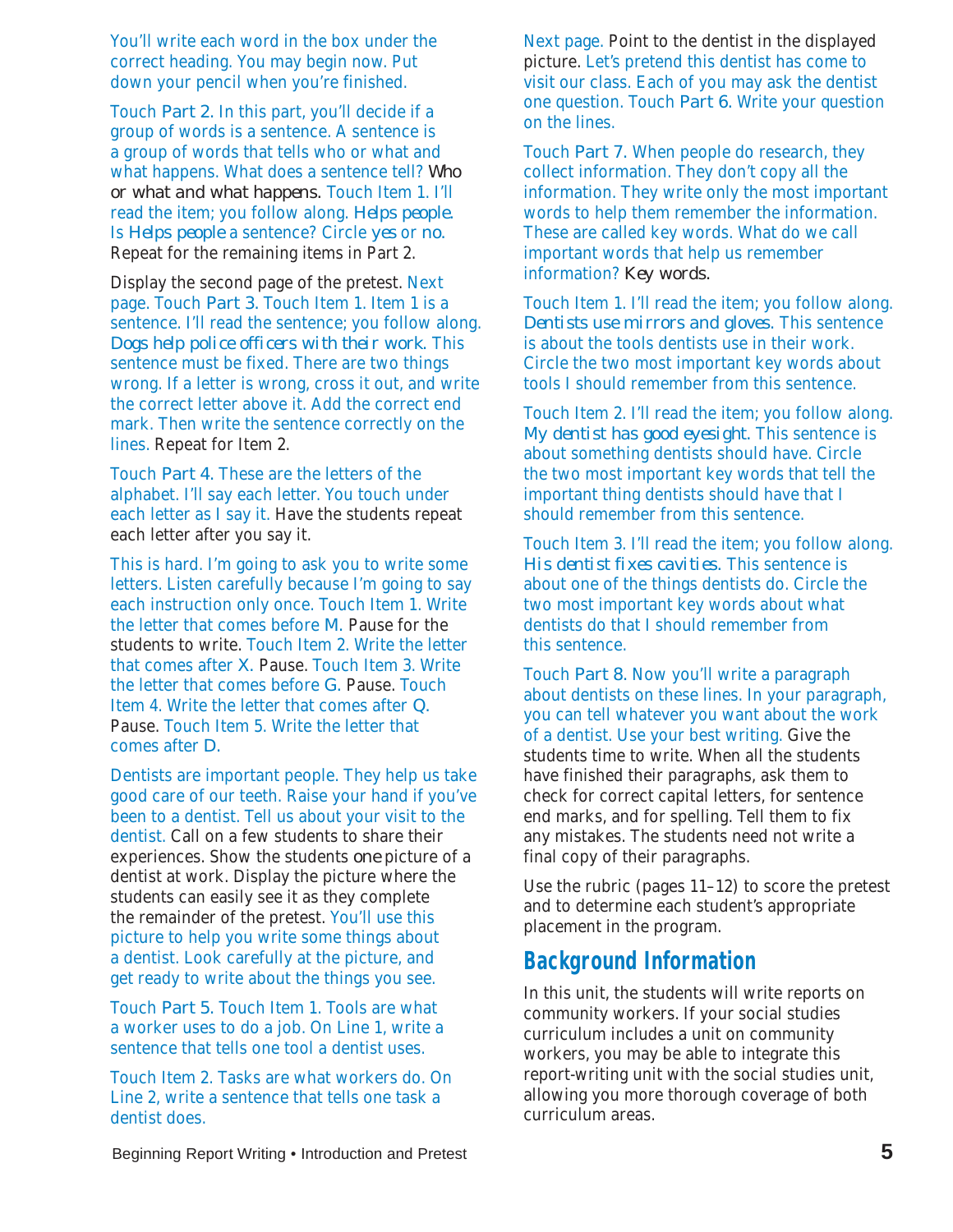You'll write each word in the box under the correct heading. You may begin now. Put down your pencil when you're finished.

Touch Part 2. In this part, you'll decide if a group of words is a sentence. A sentence is a group of words that tells who or what and what happens. What does a sentence tell? *Who or what and what happens.* Touch Item 1. I'll read the item; you follow along. *Helps people.* Is *Helps people* a sentence? Circle *yes* or *no*. Repeat for the remaining items in Part 2.

Display the second page of the pretest. Next page. Touch Part 3. Touch Item 1. Item 1 is a sentence. I'll read the sentence; you follow along. *Dogs help police officers with their work.* This sentence must be fixed. There are two things wrong. If a letter is wrong, cross it out, and write the correct letter above it. Add the correct end mark. Then write the sentence correctly on the lines. Repeat for Item 2.

Touch Part 4. These are the letters of the alphabet. I'll say each letter. You touch under each letter as I say it. Have the students repeat each letter after you say it.

This is hard. I'm going to ask you to write some letters. Listen carefully because I'm going to say each instruction only once. Touch Item 1. Write the letter that comes before M. Pause for the students to write. Touch Item 2. Write the letter that comes after X. Pause. Touch Item 3. Write the letter that comes before G. Pause. Touch Item 4. Write the letter that comes after Q. Pause. Touch Item 5. Write the letter that comes after D.

Dentists are important people. They help us take good care of our teeth. Raise your hand if you've been to a dentist. Tell us about your visit to the dentist. Call on a few students to share their experiences. Show the students *one* picture of a dentist at work. Display the picture where the students can easily see it as they complete the remainder of the pretest. You'll use this picture to help you write some things about a dentist. Look carefully at the picture, and get ready to write about the things you see.

Touch Part 5. Touch Item 1. Tools are what a worker uses to do a job. On Line 1, write a sentence that tells one tool a dentist uses.

Touch Item 2. Tasks are what workers do. On Line 2, write a sentence that tells one task a dentist does.

Next page. Point to the dentist in the displayed picture. Let's pretend this dentist has come to visit our class. Each of you may ask the dentist one question. Touch Part 6. Write your question on the lines.

Touch Part 7. When people do research, they collect information. They don't copy all the information. They write only the most important words to help them remember the information. These are called key words. What do we call important words that help us remember information? *Key words.*

Touch Item 1. I'll read the item; you follow along. *Dentists use mirrors and gloves.* This sentence is about the tools dentists use in their work. Circle the two most important key words about tools I should remember from this sentence.

Touch Item 2. I'll read the item; you follow along. *My dentist has good eyesight.* This sentence is about something dentists should have. Circle the two most important key words that tell the important thing dentists should have that I should remember from this sentence.

Touch Item 3. I'll read the item; you follow along. *His dentist fixes cavities.* This sentence is about one of the things dentists do. Circle the two most important key words about what dentists do that I should remember from this sentence.

Touch Part 8. Now you'll write a paragraph about dentists on these lines. In your paragraph, you can tell whatever you want about the work of a dentist. Use your best writing. Give the students time to write. When all the students have finished their paragraphs, ask them to check for correct capital letters, for sentence end marks, and for spelling. Tell them to fix any mistakes. The students need not write a final copy of their paragraphs.

Use the rubric (pages 11–12) to score the pretest and to determine each student's appropriate placement in the program.

## Background Information

In this unit, the students will write reports on community workers. If your social studies curriculum includes a unit on community workers, you may be able to integrate this report-writing unit with the social studies unit, allowing you more thorough coverage of both curriculum areas.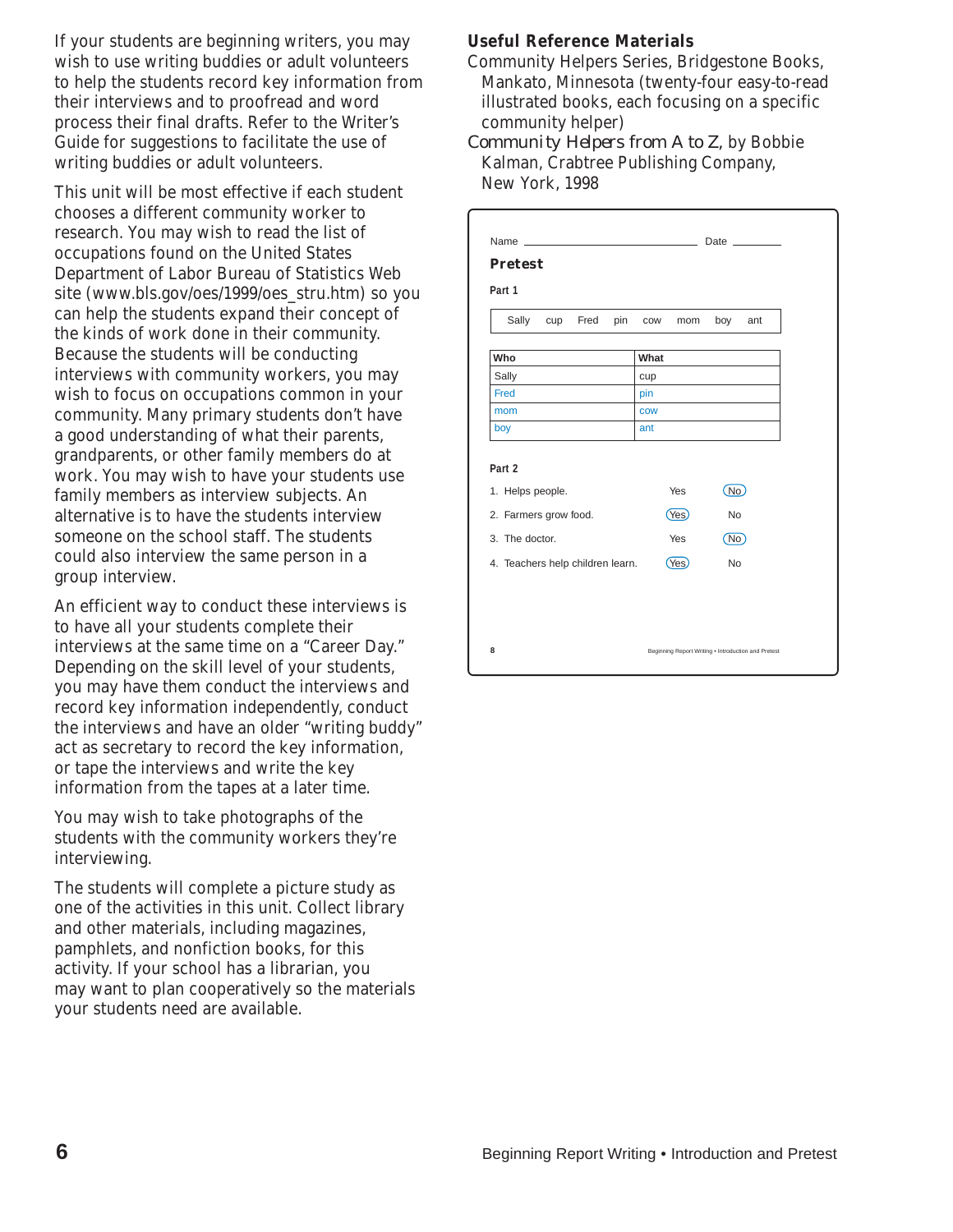If your students are beginning writers, you may wish to use writing buddies or adult volunteers to help the students record key information from their interviews and to proofread and word process their final drafts. Refer to the Writer's Guide for suggestions to facilitate the use of writing buddies or adult volunteers.

This unit will be most effective if each student chooses a different community worker to research. You may wish to read the list of occupations found on the United States Department of Labor Bureau of Statistics Web site (www.bls.gov/oes/1999/oes_stru.htm) so you can help the students expand their concept of the kinds of work done in their community. Because the students will be conducting interviews with community workers, you may wish to focus on occupations common in your community. Many primary students don't have a good understanding of what their parents, grandparents, or other family members do at work. You may wish to have your students use family members as interview subjects. An alternative is to have the students interview someone on the school staff. The students could also interview the same person in a group interview.

An efficient way to conduct these interviews is to have all your students complete their interviews at the same time on a "Career Day." Depending on the skill level of your students, you may have them conduct the interviews and record key information independently, conduct the interviews and have an older "writing buddy" act as secretary to record the key information, or tape the interviews and write the key information from the tapes at a later time.

You may wish to take photographs of the students with the community workers they're interviewing.

The students will complete a picture study as one of the activities in this unit. Collect library and other materials, including magazines, pamphlets, and nonfiction books, for this activity. If your school has a librarian, you may want to plan cooperatively so the materials your students need are available.

## Useful Reference Materials

Community Helpers Series, Bridgestone Books, Mankato, Minnesota (twenty-four easy-to-read illustrated books, each focusing on a specific community helper)

*Community Helpers from A to Z*, by Bobbie Kalman, Crabtree Publishing Company, New York, 1998

---

Name ______________________ Date ________

**Pretest**

**Part 1**

Sally cup Fred pin cow mom boy ant

| Who | What |
|---|---|
| Sally | cup |
| Fred | pin |
| mom | cow |
| boy | ant |

**Part 2**

1. Helps people. Yes (No)
2. Farmers grow food. (Yes) No
3. The doctor. Yes (No)
4. Teachers help children learn. (Yes) No

8 Beginning Report Writing • Introduction and Pretest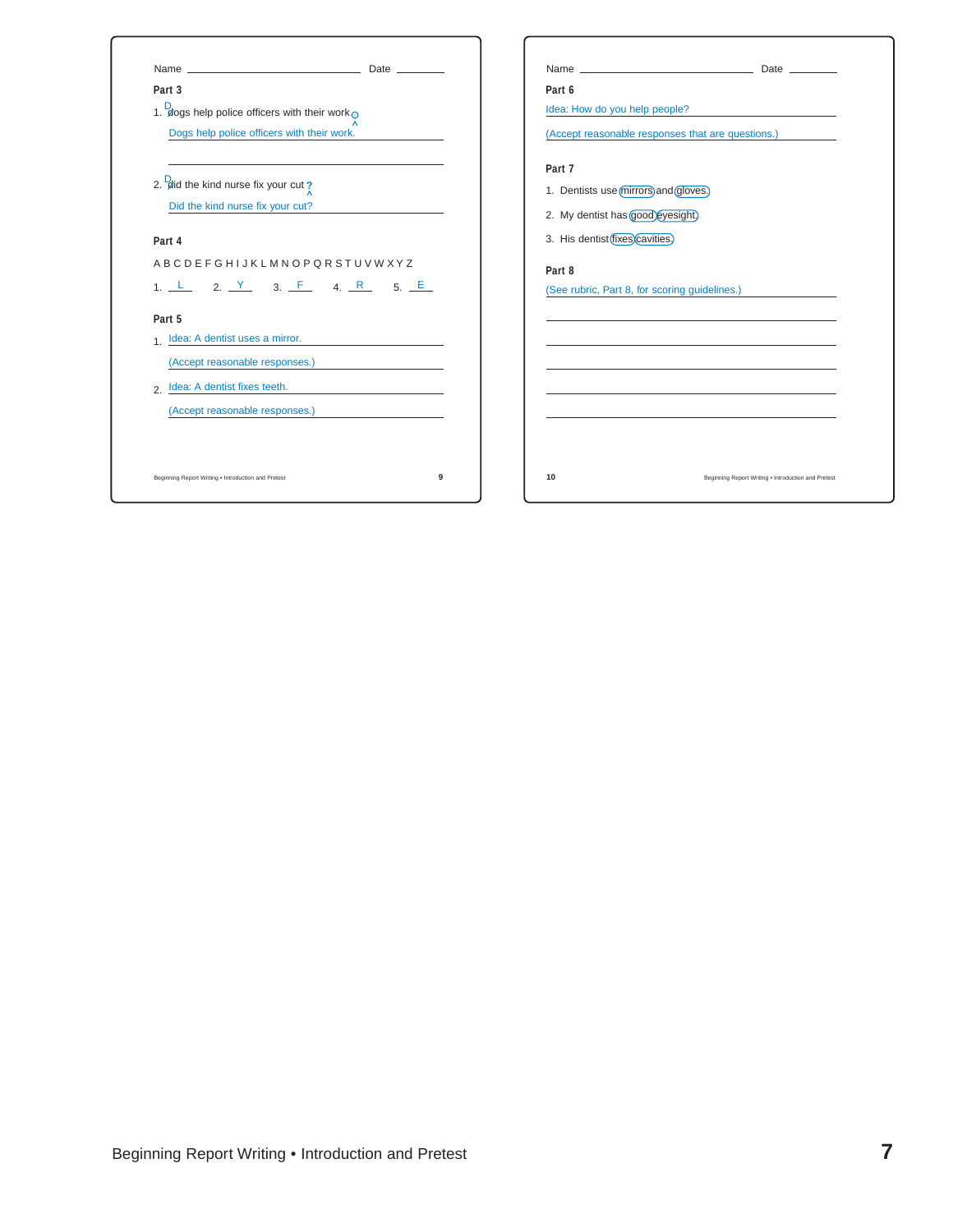Name ______________________ Date ________

**Part 3**

1. ~~d~~D dogs help police officers with their work ⊙

 Dogs help police officers with their work.

2. ~~d~~D did the kind nurse fix your cut ?

 Did the kind nurse fix your cut?

**Part 4**

A B C D E F G H I J K L M N O P Q R S T U V W X Y Z

1. L  2. Y  3. F  4. R  5. E

**Part 5**

1. Idea: A dentist uses a mirror.

 (Accept reasonable responses.)

2. Idea: A dentist fixes teeth.

 (Accept reasonable responses.)

Name ______________________ Date ________

**Part 6**

Idea: How do you help people?

(Accept reasonable responses that are questions.)

**Part 7**

1. Dentists use (mirrors) and (gloves).
2. My dentist has (good) (eyesight).
3. His dentist (fixes) (cavities).

**Part 8**

(See rubric, Part 8, for scoring guidelines.)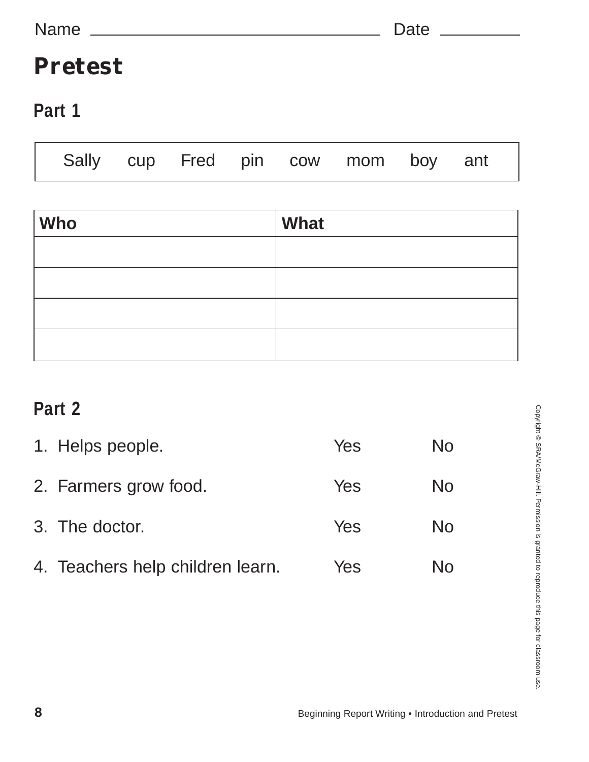Name ______________________________ Date __________

# Pretest

## Part 1

| Sally | cup | Fred | pin | cow | mom | boy | ant |
|---|---|---|---|---|---|---|---|

| Who | What |
|---|---|
| | |
| | |
| | |
| | |

## Part 2

1. Helps people. Yes No
2. Farmers grow food. Yes No
3. The doctor. Yes No
4. Teachers help children learn. Yes No

Copyright © SRA/McGraw-Hill. Permission is granted to reproduce this page for classroom use.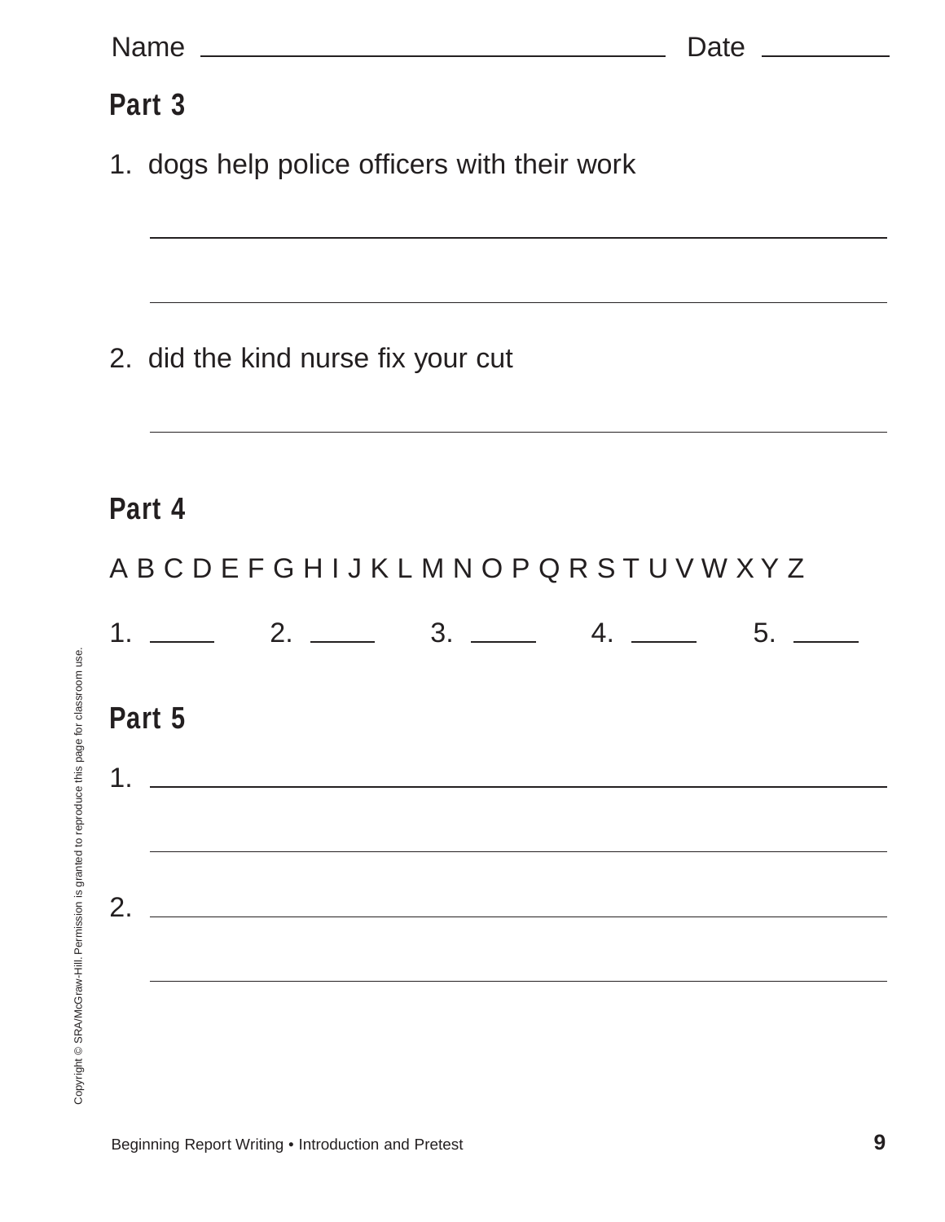Name ______________________________ Date __________

## Part 3

1. dogs help police officers with their work

_______________________________________________

_______________________________________________

2. did the kind nurse fix your cut

_______________________________________________

## Part 4

A B C D E F G H I J K L M N O P Q R S T U V W X Y Z

1. _____ 2. _____ 3. _____ 4. _____ 5. _____

## Part 5

1. _______________________________________________

_______________________________________________

2. _______________________________________________

_______________________________________________

Copyright © SRA/McGraw-Hill. Permission is granted to reproduce this page for classroom use.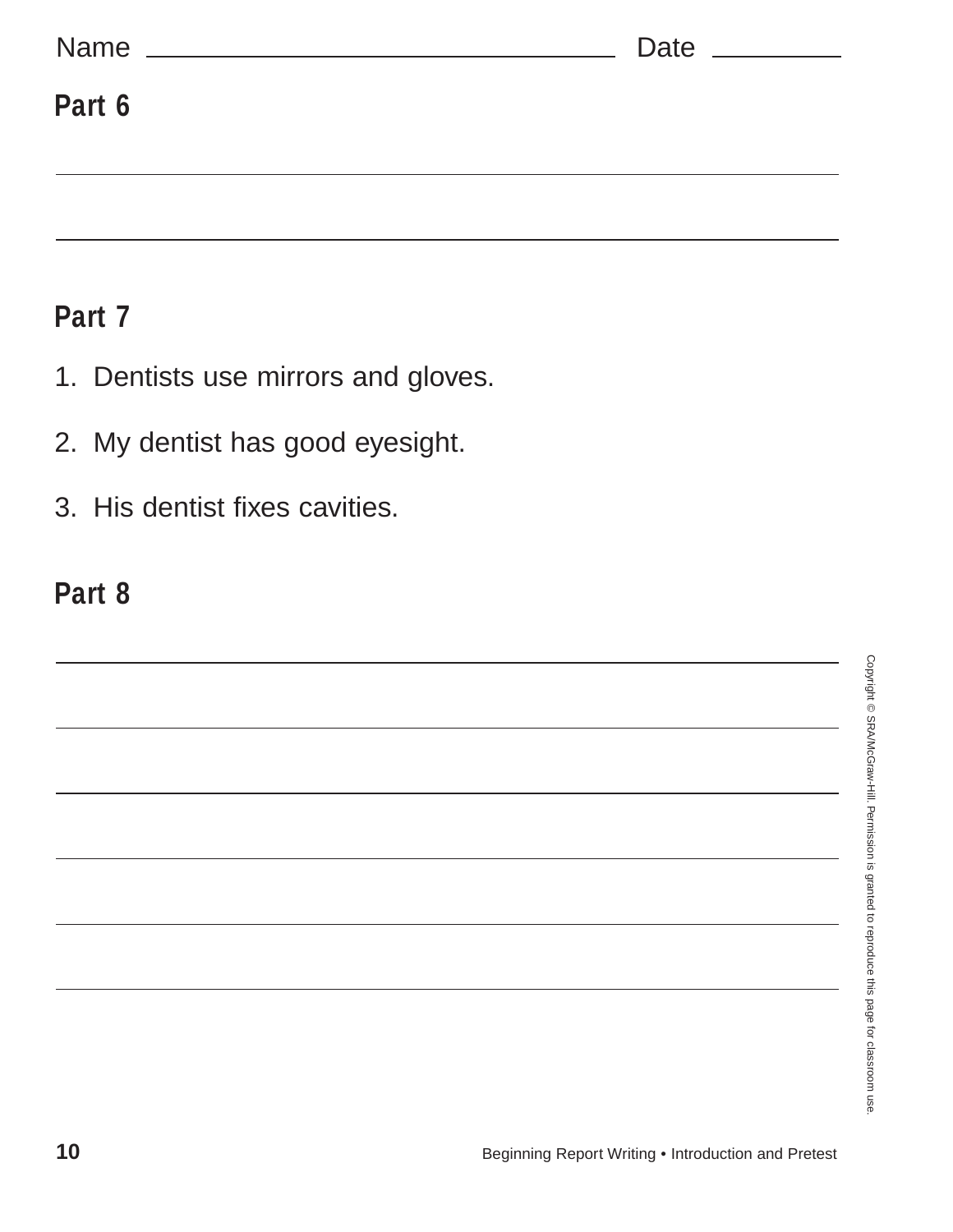Name ______________________________ Date __________

## Part 6

______________________________________________________________

______________________________________________________________

## Part 7

1. Dentists use mirrors and gloves.
2. My dentist has good eyesight.
3. His dentist fixes cavities.

## Part 8

______________________________________________________________

______________________________________________________________

______________________________________________________________

______________________________________________________________

______________________________________________________________

______________________________________________________________

Copyright © SRA/McGraw-Hill. Permission is granted to reproduce this page for classroom use.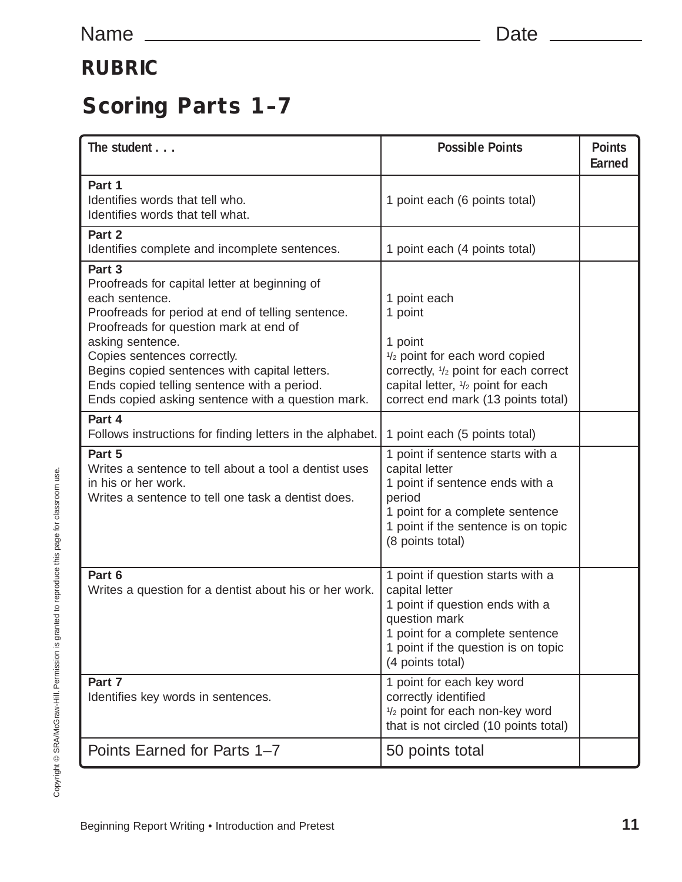Name ______________________________ Date __________

**RUBRIC**

# Scoring Parts 1–7

| The student . . . | Possible Points | Points Earned |
|---|---|---|
| **Part 1**<br>Identifies words that tell who.<br>Identifies words that tell what. | 1 point each (6 points total) | |
| **Part 2**<br>Identifies complete and incomplete sentences. | 1 point each (4 points total) | |
| **Part 3**<br>Proofreads for capital letter at beginning of each sentence.<br>Proofreads for period at end of telling sentence.<br>Proofreads for question mark at end of asking sentence.<br>Copies sentences correctly.<br>Begins copied sentences with capital letters.<br>Ends copied telling sentence with a period.<br>Ends copied asking sentence with a question mark. | 1 point each<br>1 point<br><br>1 point<br>1/2 point for each word copied correctly, 1/2 point for each correct capital letter, 1/2 point for each correct end mark (13 points total) | |
| **Part 4**<br>Follows instructions for finding letters in the alphabet. | 1 point each (5 points total) | |
| **Part 5**<br>Writes a sentence to tell about a tool a dentist uses in his or her work.<br>Writes a sentence to tell one task a dentist does. | 1 point if sentence starts with a capital letter<br>1 point if sentence ends with a period<br>1 point for a complete sentence<br>1 point if the sentence is on topic (8 points total) | |
| **Part 6**<br>Writes a question for a dentist about his or her work. | 1 point if question starts with a capital letter<br>1 point if question ends with a question mark<br>1 point for a complete sentence<br>1 point if the question is on topic (4 points total) | |
| **Part 7**<br>Identifies key words in sentences. | 1 point for each key word correctly identified<br>1/2 point for each non-key word that is not circled (10 points total) | |
| Points Earned for Parts 1–7 | 50 points total | |

Copyright © SRA/McGraw-Hill. Permission is granted to reproduce this page for classroom use.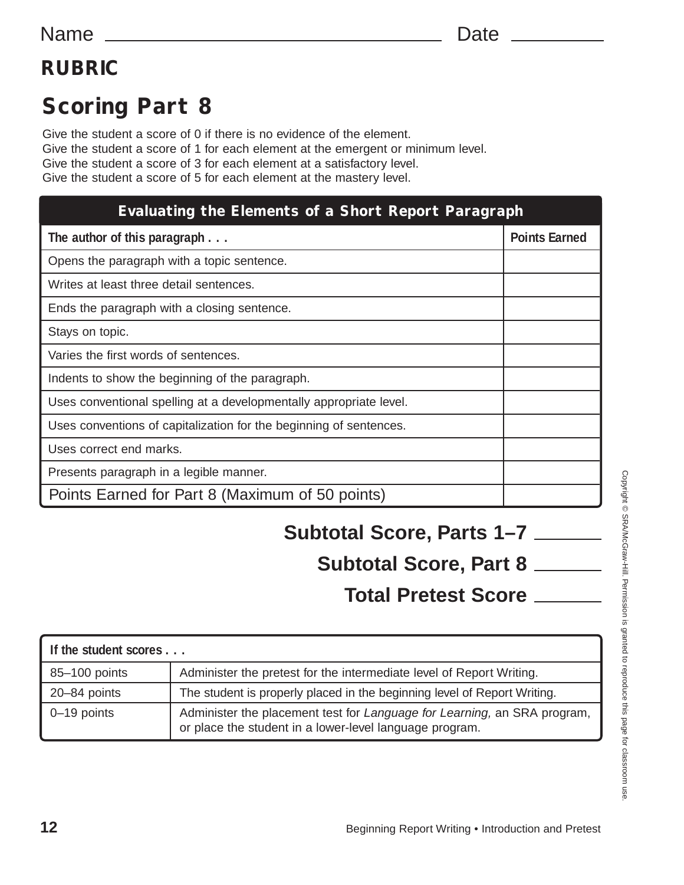Name ____________________ Date __________

**RUBRIC**

## Scoring Part 8

Give the student a score of 0 if there is no evidence of the element.
Give the student a score of 1 for each element at the emergent or minimum level.
Give the student a score of 3 for each element at a satisfactory level.
Give the student a score of 5 for each element at the mastery level.

| Evaluating the Elements of a Short Report Paragraph | |
|---|---|
| **The author of this paragraph . . .** | **Points Earned** |
| Opens the paragraph with a topic sentence. | |
| Writes at least three detail sentences. | |
| Ends the paragraph with a closing sentence. | |
| Stays on topic. | |
| Varies the first words of sentences. | |
| Indents to show the beginning of the paragraph. | |
| Uses conventional spelling at a developmentally appropriate level. | |
| Uses conventions of capitalization for the beginning of sentences. | |
| Uses correct end marks. | |
| Presents paragraph in a legible manner. | |
| Points Earned for Part 8 (Maximum of 50 points) | |

**Subtotal Score, Parts 1–7** ______

**Subtotal Score, Part 8** ______

**Total Pretest Score** ______

| If the student scores . . . | |
|---|---|
| 85–100 points | Administer the pretest for the intermediate level of Report Writing. |
| 20–84 points | The student is properly placed in the beginning level of Report Writing. |
| 0–19 points | Administer the placement test for *Language for Learning,* an SRA program, or place the student in a lower-level language program. |

Copyright © SRA/McGraw-Hill. Permission is granted to reproduce this page for classroom use.